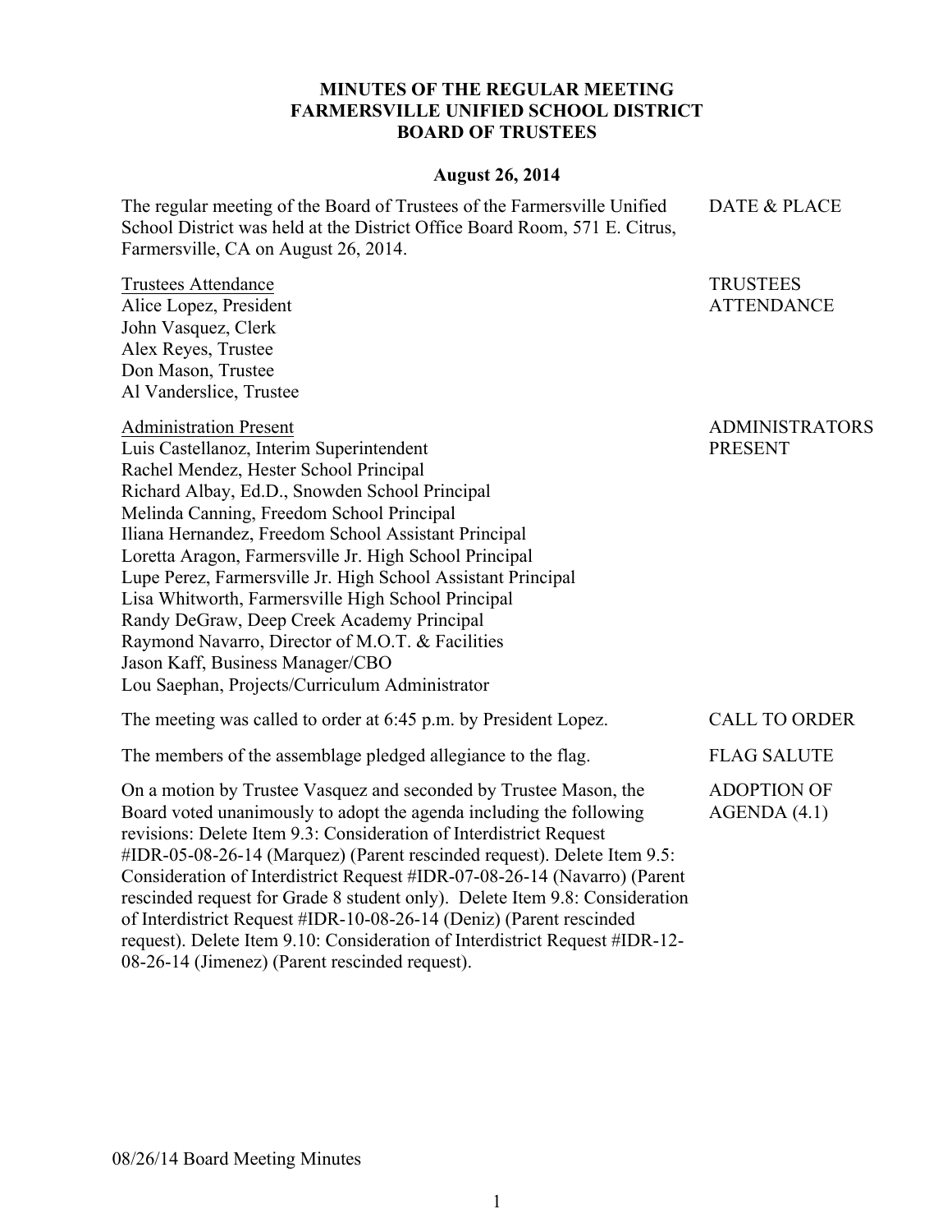# MINUTES OF THE REGULAR MEETING
# FARMERSVILLE UNIFIED SCHOOL DISTRICT
# BOARD OF TRUSTEES

**August 26, 2014**

**DATE & PLACE**

The regular meeting of the Board of Trustees of the Farmersville Unified School District was held at the District Office Board Room, 571 E. Citrus, Farmersville, CA on August 26, 2014.

**TRUSTEES ATTENDANCE**

<u>Trustees Attendance</u>
Alice Lopez, President
John Vasquez, Clerk
Alex Reyes, Trustee
Don Mason, Trustee
Al Vanderslice, Trustee

**ADMINISTRATORS PRESENT**

<u>Administration Present</u>
Luis Castellanoz, Interim Superintendent
Rachel Mendez, Hester School Principal
Richard Albay, Ed.D., Snowden School Principal
Melinda Canning, Freedom School Principal
Iliana Hernandez, Freedom School Assistant Principal
Loretta Aragon, Farmersville Jr. High School Principal
Lupe Perez, Farmersville Jr. High School Assistant Principal
Lisa Whitworth, Farmersville High School Principal
Randy DeGraw, Deep Creek Academy Principal
Raymond Navarro, Director of M.O.T. & Facilities
Jason Kaff, Business Manager/CBO
Lou Saephan, Projects/Curriculum Administrator

**CALL TO ORDER**

The meeting was called to order at 6:45 p.m. by President Lopez.

**FLAG SALUTE**

The members of the assemblage pledged allegiance to the flag.

**ADOPTION OF AGENDA (4.1)**

On a motion by Trustee Vasquez and seconded by Trustee Mason, the Board voted unanimously to adopt the agenda including the following revisions: Delete Item 9.3: Consideration of Interdistrict Request #IDR-05-08-26-14 (Marquez) (Parent rescinded request). Delete Item 9.5: Consideration of Interdistrict Request #IDR-07-08-26-14 (Navarro) (Parent rescinded request for Grade 8 student only). Delete Item 9.8: Consideration of Interdistrict Request #IDR-10-08-26-14 (Deniz) (Parent rescinded request). Delete Item 9.10: Consideration of Interdistrict Request #IDR-12-08-26-14 (Jimenez) (Parent rescinded request).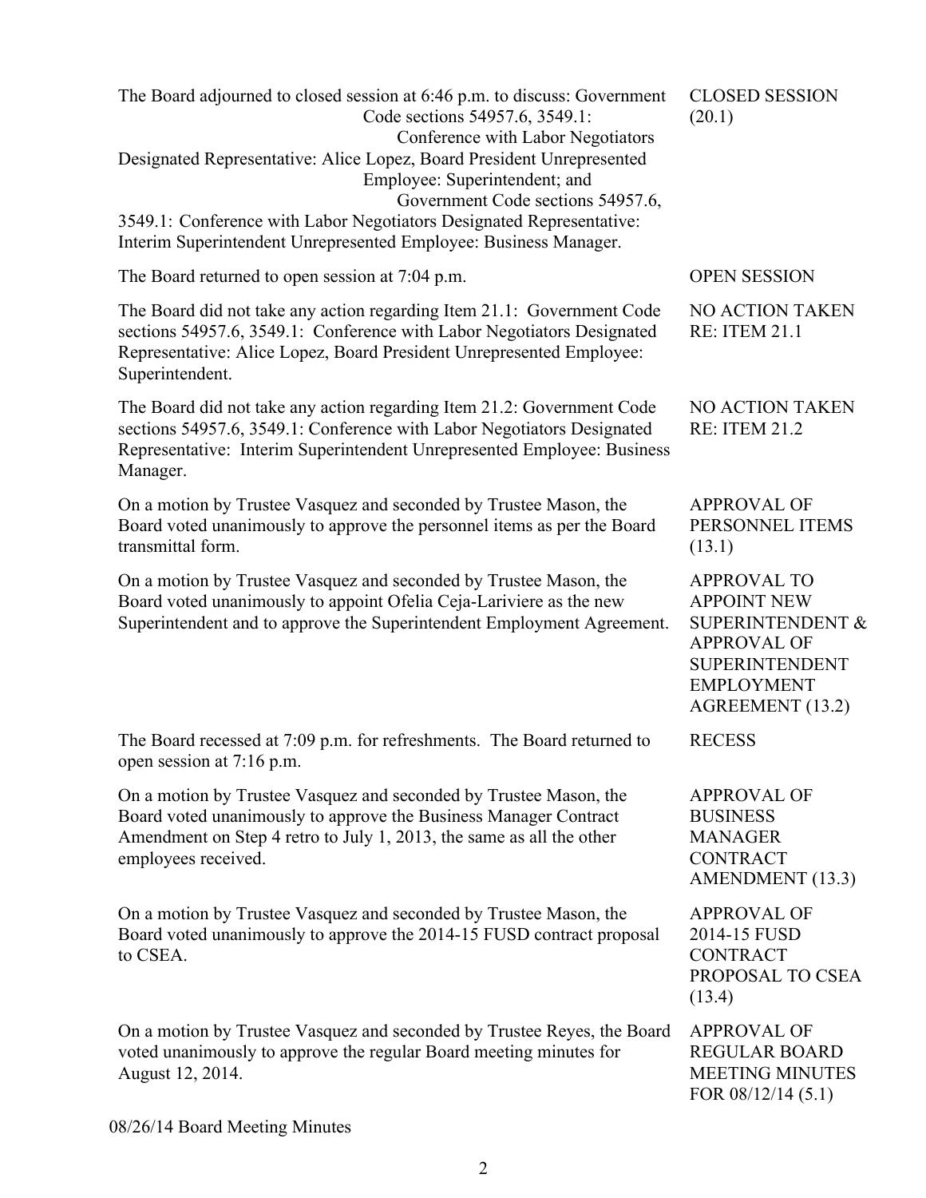| | |
|---|---|
| The Board adjourned to closed session at 6:46 p.m. to discuss: Government Code sections 54957.6, 3549.1: Conference with Labor Negotiators Designated Representative: Alice Lopez, Board President Unrepresented Employee: Superintendent; and Government Code sections 54957.6, 3549.1: Conference with Labor Negotiators Designated Representative: Interim Superintendent Unrepresented Employee: Business Manager. | CLOSED SESSION (20.1) |
| The Board returned to open session at 7:04 p.m. | OPEN SESSION |
| The Board did not take any action regarding Item 21.1: Government Code sections 54957.6, 3549.1: Conference with Labor Negotiators Designated Representative: Alice Lopez, Board President Unrepresented Employee: Superintendent. | NO ACTION TAKEN RE: ITEM 21.1 |
| The Board did not take any action regarding Item 21.2: Government Code sections 54957.6, 3549.1: Conference with Labor Negotiators Designated Representative: Interim Superintendent Unrepresented Employee: Business Manager. | NO ACTION TAKEN RE: ITEM 21.2 |
| On a motion by Trustee Vasquez and seconded by Trustee Mason, the Board voted unanimously to approve the personnel items as per the Board transmittal form. | APPROVAL OF PERSONNEL ITEMS (13.1) |
| On a motion by Trustee Vasquez and seconded by Trustee Mason, the Board voted unanimously to appoint Ofelia Ceja-Lariviere as the new Superintendent and to approve the Superintendent Employment Agreement. | APPROVAL TO APPOINT NEW SUPERINTENDENT & APPROVAL OF SUPERINTENDENT EMPLOYMENT AGREEMENT (13.2) |
| The Board recessed at 7:09 p.m. for refreshments. The Board returned to open session at 7:16 p.m. | RECESS |
| On a motion by Trustee Vasquez and seconded by Trustee Mason, the Board voted unanimously to approve the Business Manager Contract Amendment on Step 4 retro to July 1, 2013, the same as all the other employees received. | APPROVAL OF BUSINESS MANAGER CONTRACT AMENDMENT (13.3) |
| On a motion by Trustee Vasquez and seconded by Trustee Mason, the Board voted unanimously to approve the 2014-15 FUSD contract proposal to CSEA. | APPROVAL OF 2014-15 FUSD CONTRACT PROPOSAL TO CSEA (13.4) |
| On a motion by Trustee Vasquez and seconded by Trustee Reyes, the Board voted unanimously to approve the regular Board meeting minutes for August 12, 2014. | APPROVAL OF REGULAR BOARD MEETING MINUTES FOR 08/12/14 (5.1) |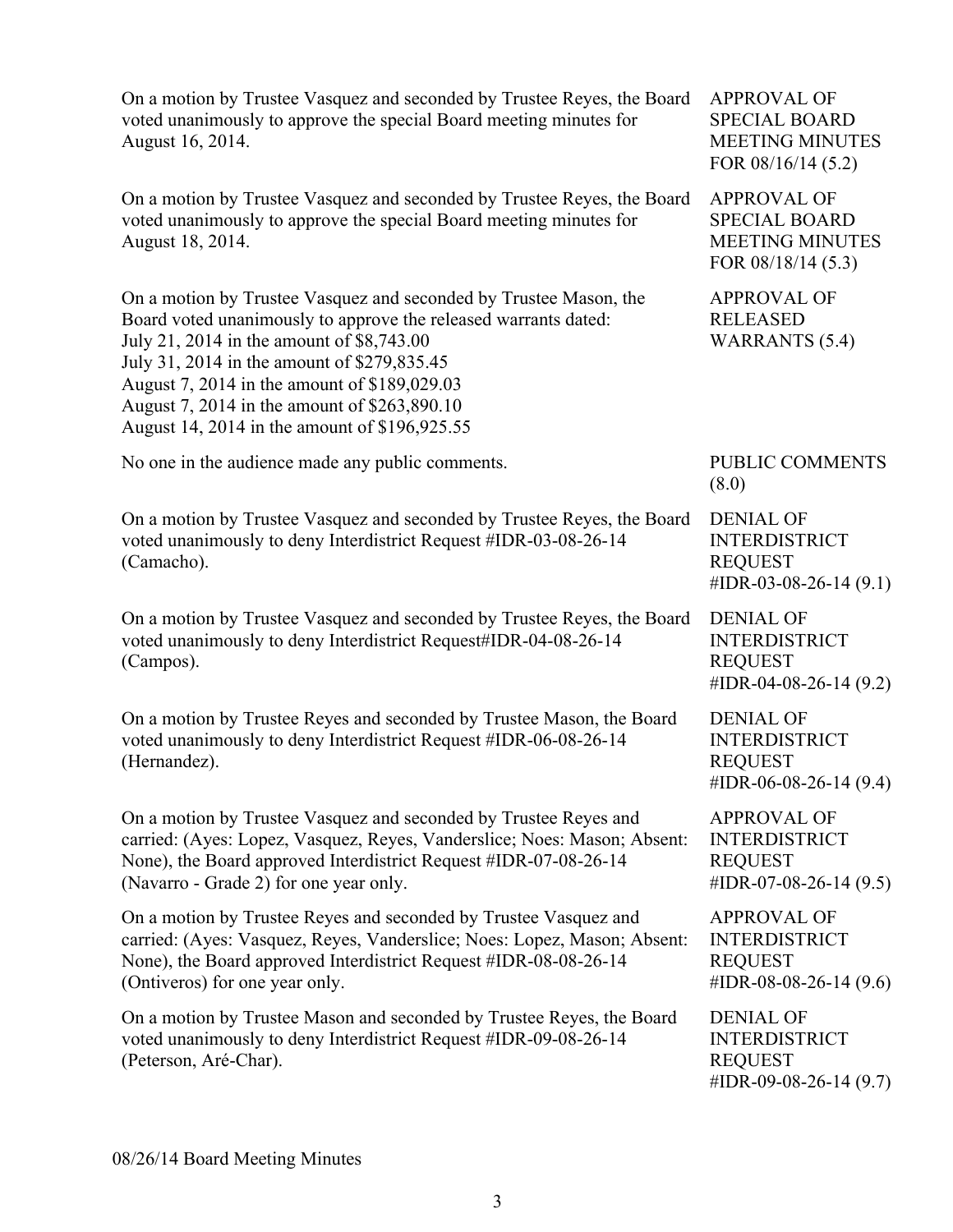On a motion by Trustee Vasquez and seconded by Trustee Reyes, the Board voted unanimously to approve the special Board meeting minutes for August 16, 2014.

APPROVAL OF SPECIAL BOARD MEETING MINUTES FOR 08/16/14 (5.2)

On a motion by Trustee Vasquez and seconded by Trustee Reyes, the Board voted unanimously to approve the special Board meeting minutes for August 18, 2014.

APPROVAL OF SPECIAL BOARD MEETING MINUTES FOR 08/18/14 (5.3)

On a motion by Trustee Vasquez and seconded by Trustee Mason, the Board voted unanimously to approve the released warrants dated:
July 21, 2014 in the amount of $8,743.00
July 31, 2014 in the amount of $279,835.45
August 7, 2014 in the amount of $189,029.03
August 7, 2014 in the amount of $263,890.10
August 14, 2014 in the amount of $196,925.55

APPROVAL OF RELEASED WARRANTS (5.4)

No one in the audience made any public comments.

PUBLIC COMMENTS (8.0)

On a motion by Trustee Vasquez and seconded by Trustee Reyes, the Board voted unanimously to deny Interdistrict Request #IDR-03-08-26-14 (Camacho).

DENIAL OF INTERDISTRICT REQUEST #IDR-03-08-26-14 (9.1)

On a motion by Trustee Vasquez and seconded by Trustee Reyes, the Board voted unanimously to deny Interdistrict Request#IDR-04-08-26-14 (Campos).

DENIAL OF INTERDISTRICT REQUEST #IDR-04-08-26-14 (9.2)

On a motion by Trustee Reyes and seconded by Trustee Mason, the Board voted unanimously to deny Interdistrict Request #IDR-06-08-26-14 (Hernandez).

DENIAL OF INTERDISTRICT REQUEST #IDR-06-08-26-14 (9.4)

On a motion by Trustee Vasquez and seconded by Trustee Reyes and carried: (Ayes: Lopez, Vasquez, Reyes, Vanderslice; Noes: Mason; Absent: None), the Board approved Interdistrict Request #IDR-07-08-26-14 (Navarro - Grade 2) for one year only.

APPROVAL OF INTERDISTRICT REQUEST #IDR-07-08-26-14 (9.5)

On a motion by Trustee Reyes and seconded by Trustee Vasquez and carried: (Ayes: Vasquez, Reyes, Vanderslice; Noes: Lopez, Mason; Absent: None), the Board approved Interdistrict Request #IDR-08-08-26-14 (Ontiveros) for one year only.

APPROVAL OF INTERDISTRICT REQUEST #IDR-08-08-26-14 (9.6)

On a motion by Trustee Mason and seconded by Trustee Reyes, the Board voted unanimously to deny Interdistrict Request #IDR-09-08-26-14 (Peterson, Aré-Char).

DENIAL OF INTERDISTRICT REQUEST #IDR-09-08-26-14 (9.7)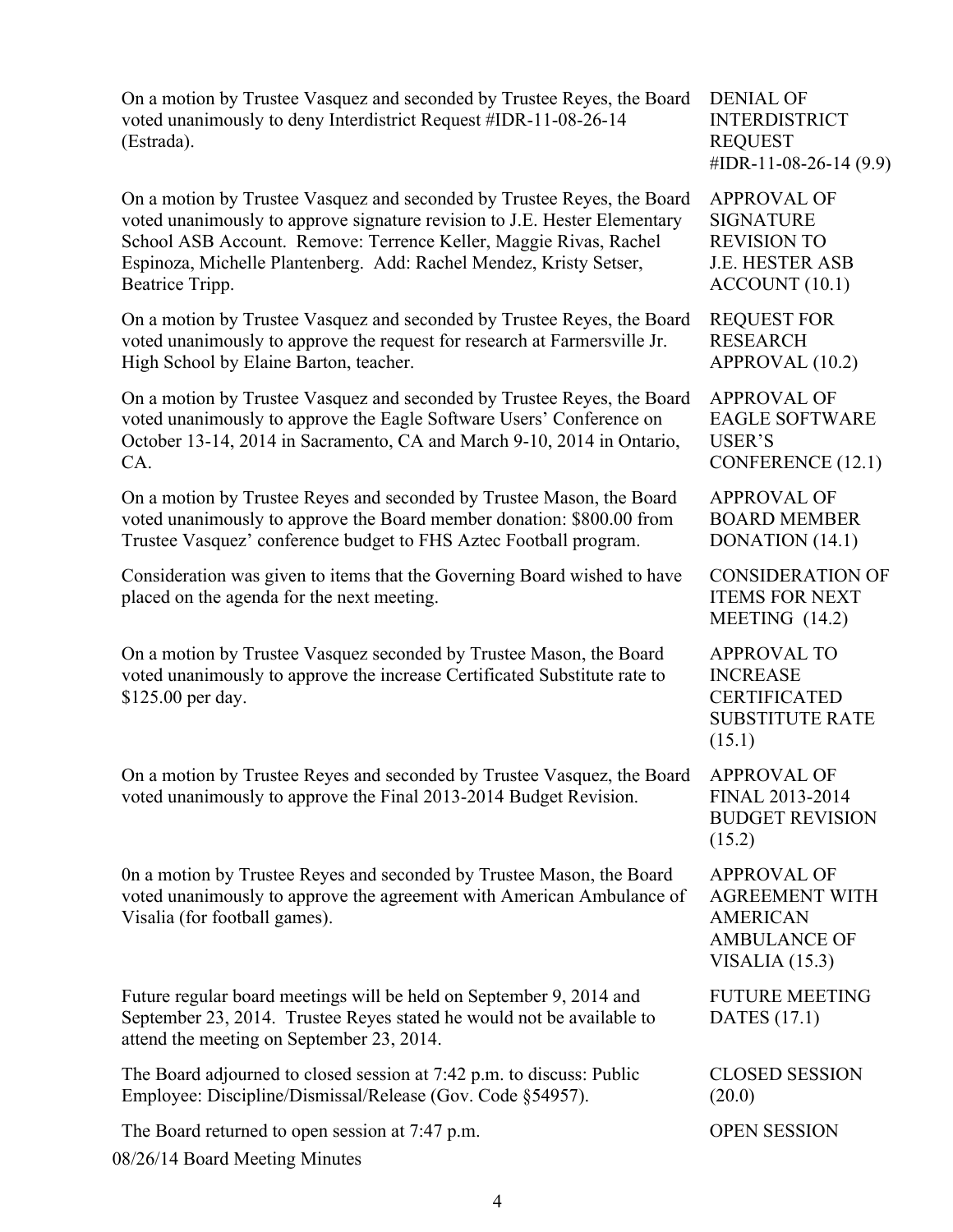| | |
|---|---|
| On a motion by Trustee Vasquez and seconded by Trustee Reyes, the Board voted unanimously to deny Interdistrict Request #IDR-11-08-26-14 (Estrada). | DENIAL OF INTERDISTRICT REQUEST #IDR-11-08-26-14 (9.9) |
| On a motion by Trustee Vasquez and seconded by Trustee Reyes, the Board voted unanimously to approve signature revision to J.E. Hester Elementary School ASB Account. Remove: Terrence Keller, Maggie Rivas, Rachel Espinoza, Michelle Plantenberg. Add: Rachel Mendez, Kristy Setser, Beatrice Tripp. | APPROVAL OF SIGNATURE REVISION TO J.E. HESTER ASB ACCOUNT (10.1) |
| On a motion by Trustee Vasquez and seconded by Trustee Reyes, the Board voted unanimously to approve the request for research at Farmersville Jr. High School by Elaine Barton, teacher. | REQUEST FOR RESEARCH APPROVAL (10.2) |
| On a motion by Trustee Vasquez and seconded by Trustee Reyes, the Board voted unanimously to approve the Eagle Software Users' Conference on October 13-14, 2014 in Sacramento, CA and March 9-10, 2014 in Ontario, CA. | APPROVAL OF EAGLE SOFTWARE USER'S CONFERENCE (12.1) |
| On a motion by Trustee Reyes and seconded by Trustee Mason, the Board voted unanimously to approve the Board member donation: $800.00 from Trustee Vasquez' conference budget to FHS Aztec Football program. | APPROVAL OF BOARD MEMBER DONATION (14.1) |
| Consideration was given to items that the Governing Board wished to have placed on the agenda for the next meeting. | CONSIDERATION OF ITEMS FOR NEXT MEETING (14.2) |
| On a motion by Trustee Vasquez seconded by Trustee Mason, the Board voted unanimously to approve the increase Certificated Substitute rate to $125.00 per day. | APPROVAL TO INCREASE CERTIFICATED SUBSTITUTE RATE (15.1) |
| On a motion by Trustee Reyes and seconded by Trustee Vasquez, the Board voted unanimously to approve the Final 2013-2014 Budget Revision. | APPROVAL OF FINAL 2013-2014 BUDGET REVISION (15.2) |
| 0n a motion by Trustee Reyes and seconded by Trustee Mason, the Board voted unanimously to approve the agreement with American Ambulance of Visalia (for football games). | APPROVAL OF AGREEMENT WITH AMERICAN AMBULANCE OF VISALIA (15.3) |
| Future regular board meetings will be held on September 9, 2014 and September 23, 2014. Trustee Reyes stated he would not be available to attend the meeting on September 23, 2014. | FUTURE MEETING DATES (17.1) |
| The Board adjourned to closed session at 7:42 p.m. to discuss: Public Employee: Discipline/Dismissal/Release (Gov. Code §54957). | CLOSED SESSION (20.0) |
| The Board returned to open session at 7:47 p.m. | OPEN SESSION |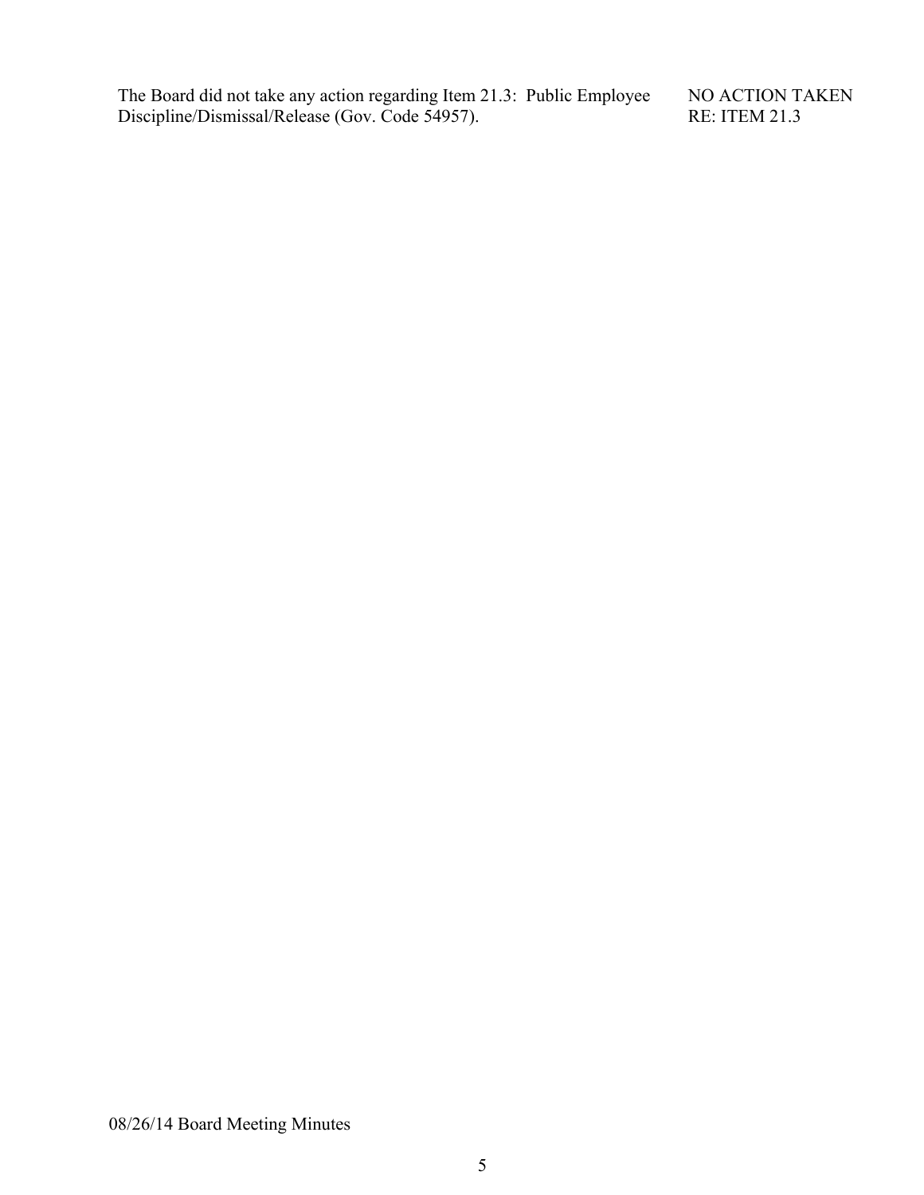| | |
|---|---|
| The Board did not take any action regarding Item 21.3: Public Employee Discipline/Dismissal/Release (Gov. Code 54957). | NO ACTION TAKEN RE: ITEM 21.3 |

08/26/14 Board Meeting Minutes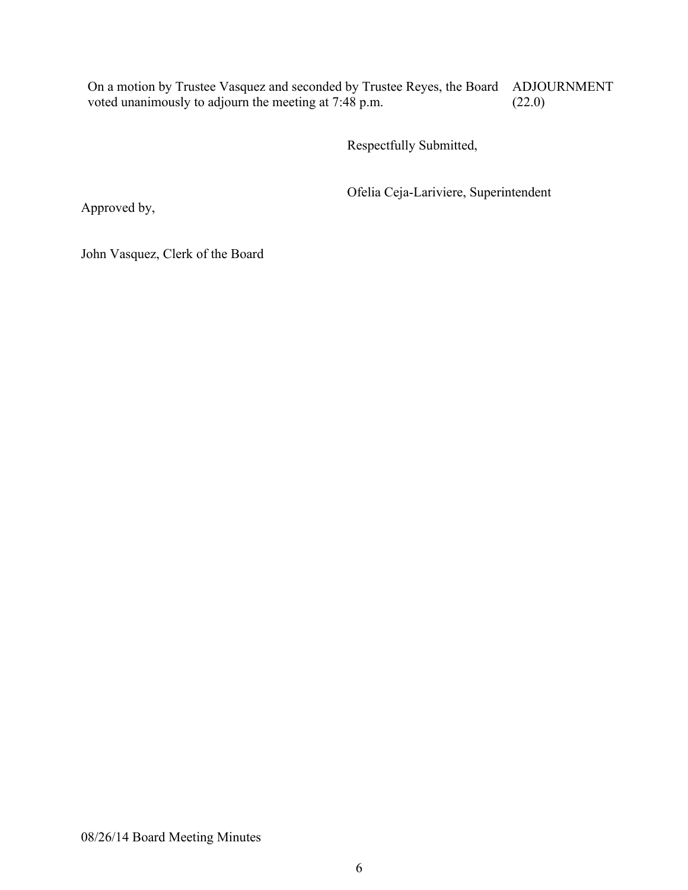On a motion by Trustee Vasquez and seconded by Trustee Reyes, the Board voted unanimously to adjourn the meeting at 7:48 p.m.

ADJOURNMENT (22.0)

Respectfully Submitted,

Ofelia Ceja-Lariviere, Superintendent

Approved by,

John Vasquez, Clerk of the Board

08/26/14 Board Meeting Minutes